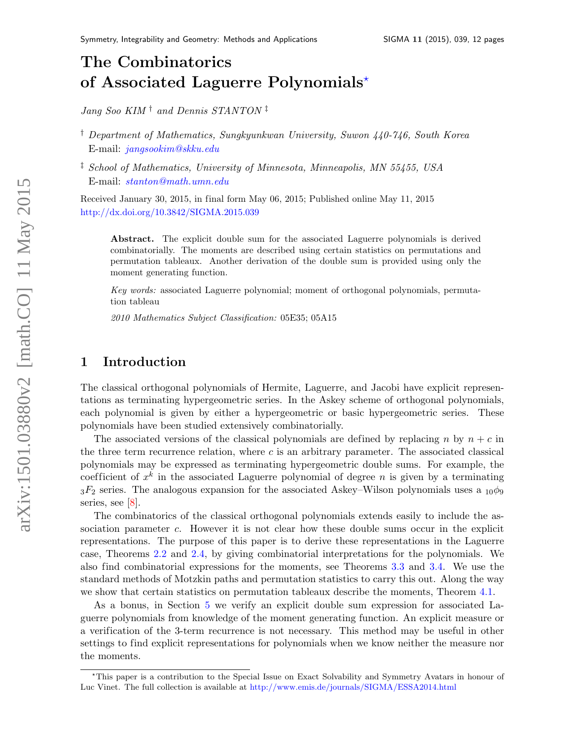# The Combinatorics of Associated Laguerre Polynomials*

*Jang Soo KIM* † and *Dennis STANTON* ‡

† *Department of Mathematics, Sungkyunkwan University, Suwon 440-746, South Korea*
E-mail: *jangsookim@skku.edu*

‡ *School of Mathematics, University of Minnesota, Minneapolis, MN 55455, USA*
E-mail: *stanton@math.umn.edu*

Received January 30, 2015, in final form May 06, 2015; Published online May 11, 2015
http://dx.doi.org/10.3842/SIGMA.2015.039

> **Abstract.** The explicit double sum for the associated Laguerre polynomials is derived combinatorially. The moments are described using certain statistics on permutations and permutation tableaux. Another derivation of the double sum is provided using only the moment generating function.
>
> *Key words:* associated Laguerre polynomial; moment of orthogonal polynomials, permutation tableau
>
> *2010 Mathematics Subject Classification:* 05E35; 05A15

## 1 Introduction

The classical orthogonal polynomials of Hermite, Laguerre, and Jacobi have explicit representations as terminating hypergeometric series. In the Askey scheme of orthogonal polynomials, each polynomial is given by either a hypergeometric or basic hypergeometric series. These polynomials have been studied extensively combinatorially.

The associated versions of the classical polynomials are defined by replacing $n$ by $n+c$ in the three term recurrence relation, where $c$ is an arbitrary parameter. The associated classical polynomials may be expressed as terminating hypergeometric double sums. For example, the coefficient of $x^k$ in the associated Laguerre polynomial of degree $n$ is given by a terminating ${}_3F_2$ series. The analogous expansion for the associated Askey–Wilson polynomials uses a ${}_{10}\phi_9$ series, see [8].

The combinatorics of the classical orthogonal polynomials extends easily to include the association parameter $c$. However it is not clear how these double sums occur in the explicit representations. The purpose of this paper is to derive these representations in the Laguerre case, Theorems 2.2 and 2.4, by giving combinatorial interpretations for the polynomials. We also find combinatorial expressions for the moments, see Theorems 3.3 and 3.4. We use the standard methods of Motzkin paths and permutation statistics to carry this out. Along the way we show that certain statistics on permutation tableaux describe the moments, Theorem 4.1.

As a bonus, in Section 5 we verify an explicit double sum expression for associated Laguerre polynomials from knowledge of the moment generating function. An explicit measure or a verification of the 3-term recurrence is not necessary. This method may be useful in other settings to find explicit representations for polynomials when we know neither the measure nor the moments.

*This paper is a contribution to the Special Issue on Exact Solvability and Symmetry Avatars in honour of Luc Vinet. The full collection is available at http://www.emis.de/journals/SIGMA/ESSA2014.html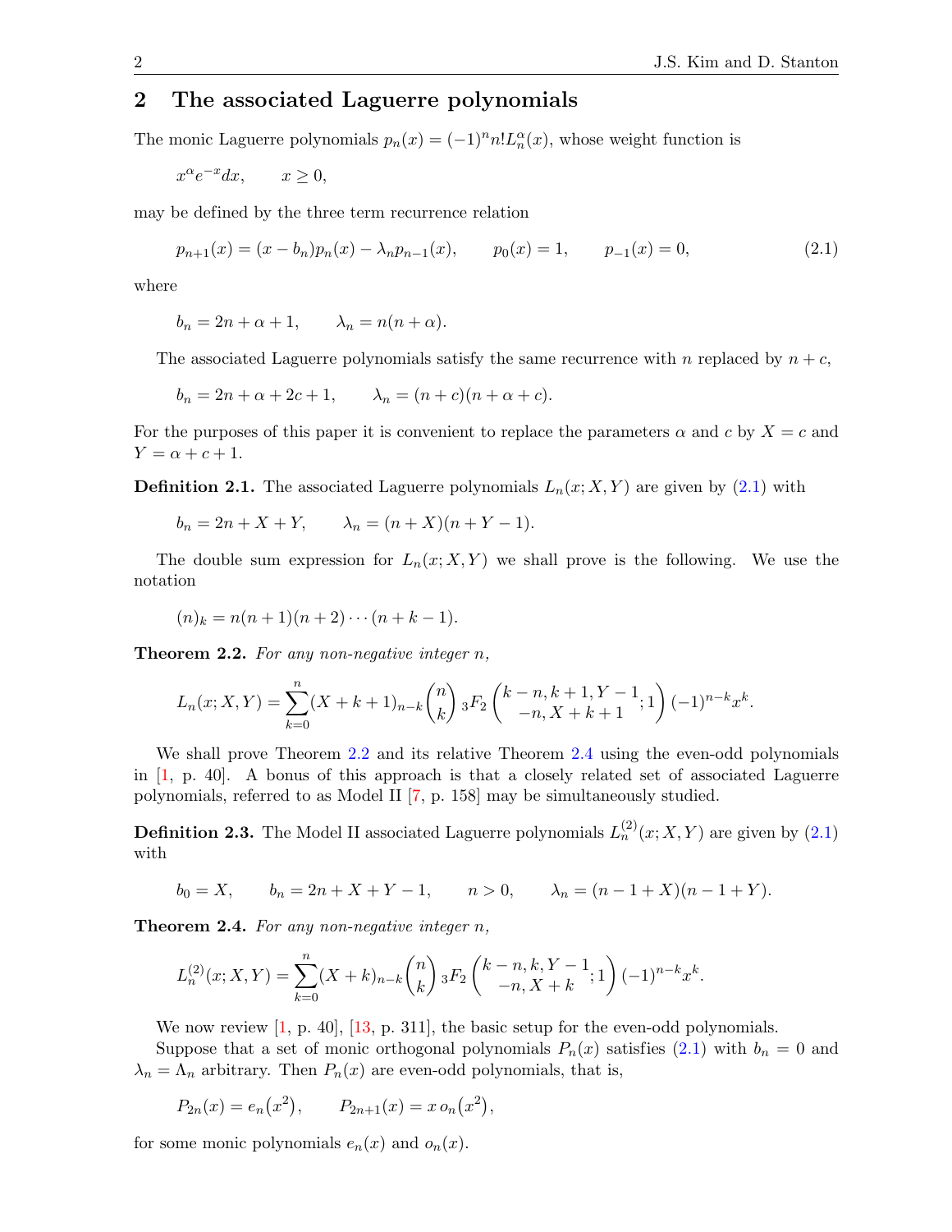## 2 The associated Laguerre polynomials

The monic Laguerre polynomials $p_n(x) = (-1)^n n! L_n^\alpha(x)$, whose weight function is

$$x^\alpha e^{-x} dx, \qquad x \geq 0,$$

may be defined by the three term recurrence relation

$$p_{n+1}(x) = (x - b_n)p_n(x) - \lambda_n p_{n-1}(x), \qquad p_0(x) = 1, \qquad p_{-1}(x) = 0, \tag{2.1}$$

where

$$b_n = 2n + \alpha + 1, \qquad \lambda_n = n(n + \alpha).$$

The associated Laguerre polynomials satisfy the same recurrence with $n$ replaced by $n + c$,

$$b_n = 2n + \alpha + 2c + 1, \qquad \lambda_n = (n + c)(n + \alpha + c).$$

For the purposes of this paper it is convenient to replace the parameters $\alpha$ and $c$ by $X = c$ and $Y = \alpha + c + 1$.

**Definition 2.1.** The associated Laguerre polynomials $L_n(x; X, Y)$ are given by (2.1) with

$$b_n = 2n + X + Y, \qquad \lambda_n = (n + X)(n + Y - 1).$$

The double sum expression for $L_n(x; X, Y)$ we shall prove is the following. We use the notation

$$(n)_k = n(n + 1)(n + 2) \cdots (n + k - 1).$$

**Theorem 2.2.** *For any non-negative integer $n$,*

$$L_n(x; X, Y) = \sum_{k=0}^{n} (X + k + 1)_{n-k} \binom{n}{k} {}_3F_2\left( \begin{matrix} k - n, k + 1, Y - 1 \\ -n, X + k + 1 \end{matrix}; 1 \right) (-1)^{n-k} x^k.$$

We shall prove Theorem 2.2 and its relative Theorem 2.4 using the even-odd polynomials in [1, p. 40]. A bonus of this approach is that a closely related set of associated Laguerre polynomials, referred to as Model II [7, p. 158] may be simultaneously studied.

**Definition 2.3.** The Model II associated Laguerre polynomials $L_n^{(2)}(x; X, Y)$ are given by (2.1) with

$$b_0 = X, \qquad b_n = 2n + X + Y - 1, \qquad n > 0, \qquad \lambda_n = (n - 1 + X)(n - 1 + Y).$$

**Theorem 2.4.** *For any non-negative integer $n$,*

$$L_n^{(2)}(x; X, Y) = \sum_{k=0}^{n} (X + k)_{n-k} \binom{n}{k} {}_3F_2\left( \begin{matrix} k - n, k, Y - 1 \\ -n, X + k \end{matrix}; 1 \right) (-1)^{n-k} x^k.$$

We now review [1, p. 40], [13, p. 311], the basic setup for the even-odd polynomials.

Suppose that a set of monic orthogonal polynomials $P_n(x)$ satisfies (2.1) with $b_n = 0$ and $\lambda_n = \Lambda_n$ arbitrary. Then $P_n(x)$ are even-odd polynomials, that is,

$$P_{2n}(x) = e_n(x^2), \qquad P_{2n+1}(x) = x\, o_n(x^2),$$

for some monic polynomials $e_n(x)$ and $o_n(x)$.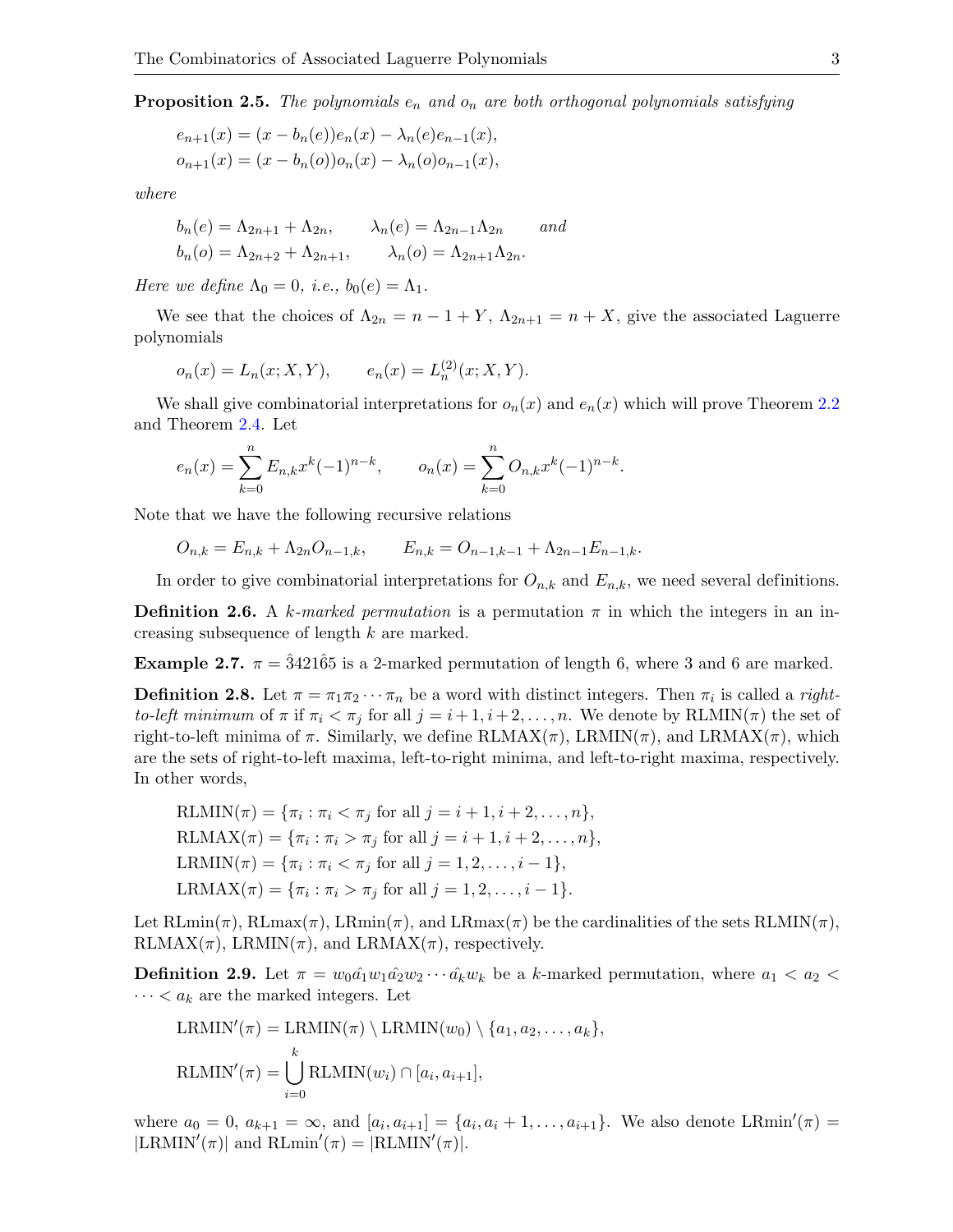**Proposition 2.5.** *The polynomials $e_n$ and $o_n$ are both orthogonal polynomials satisfying*

$$e_{n+1}(x) = (x - b_n(e))e_n(x) - \lambda_n(e)e_{n-1}(x),$$
$$o_{n+1}(x) = (x - b_n(o))o_n(x) - \lambda_n(o)o_{n-1}(x),$$

*where*

$$b_n(e) = \Lambda_{2n+1} + \Lambda_{2n}, \qquad \lambda_n(e) = \Lambda_{2n-1}\Lambda_{2n} \qquad \text{and}$$
$$b_n(o) = \Lambda_{2n+2} + \Lambda_{2n+1}, \qquad \lambda_n(o) = \Lambda_{2n+1}\Lambda_{2n}.$$

*Here we define $\Lambda_0 = 0$, i.e., $b_0(e) = \Lambda_1$.*

We see that the choices of $\Lambda_{2n} = n - 1 + Y$, $\Lambda_{2n+1} = n + X$, give the associated Laguerre polynomials

$$o_n(x) = L_n(x; X, Y), \qquad e_n(x) = L_n^{(2)}(x; X, Y).$$

We shall give combinatorial interpretations for $o_n(x)$ and $e_n(x)$ which will prove Theorem 2.2 and Theorem 2.4. Let

$$e_n(x) = \sum_{k=0}^{n} E_{n,k} x^k (-1)^{n-k}, \qquad o_n(x) = \sum_{k=0}^{n} O_{n,k} x^k (-1)^{n-k}.$$

Note that we have the following recursive relations

$$O_{n,k} = E_{n,k} + \Lambda_{2n} O_{n-1,k}, \qquad E_{n,k} = O_{n-1,k-1} + \Lambda_{2n-1} E_{n-1,k}.$$

In order to give combinatorial interpretations for $O_{n,k}$ and $E_{n,k}$, we need several definitions.

**Definition 2.6.** A *$k$-marked permutation* is a permutation $\pi$ in which the integers in an increasing subsequence of length $k$ are marked.

**Example 2.7.** $\pi = \hat{3}421\hat{6}5$ is a 2-marked permutation of length 6, where 3 and 6 are marked.

**Definition 2.8.** Let $\pi = \pi_1\pi_2\cdots\pi_n$ be a word with distinct integers. Then $\pi_i$ is called a *right-to-left minimum* of $\pi$ if $\pi_i < \pi_j$ for all $j = i+1, i+2, \ldots, n$. We denote by $\mathrm{RLMIN}(\pi)$ the set of right-to-left minima of $\pi$. Similarly, we define $\mathrm{RLMAX}(\pi)$, $\mathrm{LRMIN}(\pi)$, and $\mathrm{LRMAX}(\pi)$, which are the sets of right-to-left maxima, left-to-right minima, and left-to-right maxima, respectively. In other words,

$$\mathrm{RLMIN}(\pi) = \{\pi_i : \pi_i < \pi_j \text{ for all } j = i+1, i+2, \ldots, n\},$$
$$\mathrm{RLMAX}(\pi) = \{\pi_i : \pi_i > \pi_j \text{ for all } j = i+1, i+2, \ldots, n\},$$
$$\mathrm{LRMIN}(\pi) = \{\pi_i : \pi_i < \pi_j \text{ for all } j = 1, 2, \ldots, i-1\},$$
$$\mathrm{LRMAX}(\pi) = \{\pi_i : \pi_i > \pi_j \text{ for all } j = 1, 2, \ldots, i-1\}.$$

Let $\mathrm{RLmin}(\pi)$, $\mathrm{RLmax}(\pi)$, $\mathrm{LRmin}(\pi)$, and $\mathrm{LRmax}(\pi)$ be the cardinalities of the sets $\mathrm{RLMIN}(\pi)$, $\mathrm{RLMAX}(\pi)$, $\mathrm{LRMIN}(\pi)$, and $\mathrm{LRMAX}(\pi)$, respectively.

**Definition 2.9.** Let $\pi = w_0\hat{a_1}w_1\hat{a_2}w_2\cdots\hat{a_k}w_k$ be a $k$-marked permutation, where $a_1 < a_2 < \cdots < a_k$ are the marked integers. Let

$$\mathrm{LRMIN}'(\pi) = \mathrm{LRMIN}(\pi) \setminus \mathrm{LRMIN}(w_0) \setminus \{a_1, a_2, \ldots, a_k\},$$
$$\mathrm{RLMIN}'(\pi) = \bigcup_{i=0}^{k} \mathrm{RLMIN}(w_i) \cap [a_i, a_{i+1}],$$

where $a_0 = 0$, $a_{k+1} = \infty$, and $[a_i, a_{i+1}] = \{a_i, a_i+1, \ldots, a_{i+1}\}$. We also denote $\mathrm{LRmin}'(\pi) = |\mathrm{LRMIN}'(\pi)|$ and $\mathrm{RLmin}'(\pi) = |\mathrm{RLMIN}'(\pi)|$.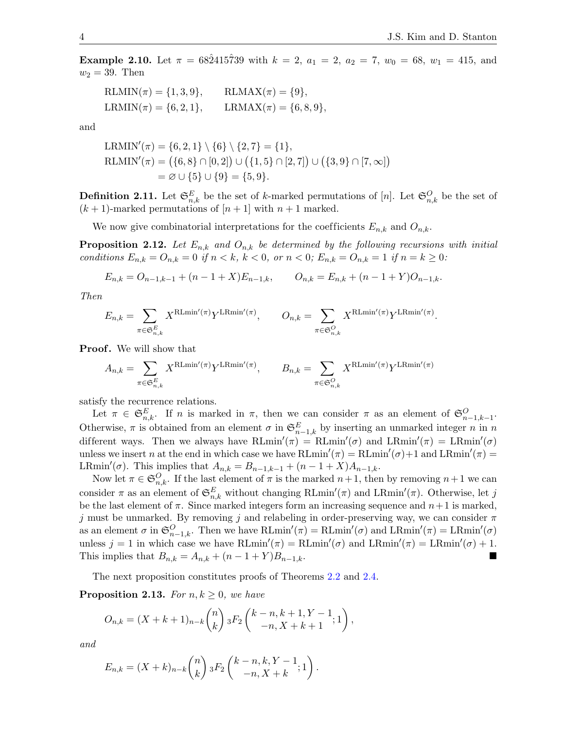**Example 2.10.** Let $\pi = 68\hat{2}415\hat{7}39$ with $k = 2$, $a_1 = 2$, $a_2 = 7$, $w_0 = 68$, $w_1 = 415$, and $w_2 = 39$. Then

$$\mathrm{RLMIN}(\pi) = \{1, 3, 9\}, \qquad \mathrm{RLMAX}(\pi) = \{9\},$$
$$\mathrm{LRMIN}(\pi) = \{6, 2, 1\}, \qquad \mathrm{LRMAX}(\pi) = \{6, 8, 9\},$$

and

$$\mathrm{LRMIN}'(\pi) = \{6, 2, 1\} \setminus \{6\} \setminus \{2, 7\} = \{1\},$$
$$\mathrm{RLMIN}'(\pi) = \big(\{6, 8\} \cap [0, 2]\big) \cup \big(\{1, 5\} \cap [2, 7]\big) \cup \big(\{3, 9\} \cap [7, \infty]\big)$$
$$= \varnothing \cup \{5\} \cup \{9\} = \{5, 9\}.$$

**Definition 2.11.** Let $\mathfrak{S}^E_{n,k}$ be the set of $k$-marked permutations of $[n]$. Let $\mathfrak{S}^O_{n,k}$ be the set of $(k+1)$-marked permutations of $[n+1]$ with $n+1$ marked.

We now give combinatorial interpretations for the coefficients $E_{n,k}$ and $O_{n,k}$.

**Proposition 2.12.** *Let $E_{n,k}$ and $O_{n,k}$ be determined by the following recursions with initial conditions $E_{n,k} = O_{n,k} = 0$ if $n < k$, $k < 0$, or $n < 0$; $E_{n,k} = O_{n,k} = 1$ if $n = k \geq 0$:*

$$E_{n,k} = O_{n-1,k-1} + (n-1+X)E_{n-1,k}, \qquad O_{n,k} = E_{n,k} + (n-1+Y)O_{n-1,k}.$$

*Then*

$$E_{n,k} = \sum_{\pi \in \mathfrak{S}^E_{n,k}} X^{\mathrm{RLmin}'(\pi)} Y^{\mathrm{LRmin}'(\pi)}, \qquad O_{n,k} = \sum_{\pi \in \mathfrak{S}^O_{n,k}} X^{\mathrm{RLmin}'(\pi)} Y^{\mathrm{LRmin}'(\pi)}.$$

**Proof.** We will show that

$$A_{n,k} = \sum_{\pi \in \mathfrak{S}^E_{n,k}} X^{\mathrm{RLmin}'(\pi)} Y^{\mathrm{LRmin}'(\pi)}, \qquad B_{n,k} = \sum_{\pi \in \mathfrak{S}^O_{n,k}} X^{\mathrm{RLmin}'(\pi)} Y^{\mathrm{LRmin}'(\pi)}$$

satisfy the recurrence relations.

Let $\pi \in \mathfrak{S}^E_{n,k}$. If $n$ is marked in $\pi$, then we can consider $\pi$ as an element of $\mathfrak{S}^O_{n-1,k-1}$. Otherwise, $\pi$ is obtained from an element $\sigma$ in $\mathfrak{S}^E_{n-1,k}$ by inserting an unmarked integer $n$ in $n$ different ways. Then we always have $\mathrm{RLmin}'(\pi) = \mathrm{RLmin}'(\sigma)$ and $\mathrm{LRmin}'(\pi) = \mathrm{LRmin}'(\sigma)$ unless we insert $n$ at the end in which case we have $\mathrm{RLmin}'(\pi) = \mathrm{RLmin}'(\sigma)+1$ and $\mathrm{LRmin}'(\pi) = \mathrm{LRmin}'(\sigma)$. This implies that $A_{n,k} = B_{n-1,k-1} + (n-1+X)A_{n-1,k}$.

Now let $\pi \in \mathfrak{S}^O_{n,k}$. If the last element of $\pi$ is the marked $n+1$, then by removing $n+1$ we can consider $\pi$ as an element of $\mathfrak{S}^E_{n,k}$ without changing $\mathrm{RLmin}'(\pi)$ and $\mathrm{LRmin}'(\pi)$. Otherwise, let $j$ be the last element of $\pi$. Since marked integers form an increasing sequence and $n+1$ is marked, $j$ must be unmarked. By removing $j$ and relabeling in order-preserving way, we can consider $\pi$ as an element $\sigma$ in $\mathfrak{S}^O_{n-1,k}$. Then we have $\mathrm{RLmin}'(\pi) = \mathrm{RLmin}'(\sigma)$ and $\mathrm{LRmin}'(\pi) = \mathrm{LRmin}'(\sigma)$ unless $j = 1$ in which case we have $\mathrm{RLmin}'(\pi) = \mathrm{RLmin}'(\sigma)$ and $\mathrm{LRmin}'(\pi) = \mathrm{LRmin}'(\sigma) + 1$. This implies that $B_{n,k} = A_{n,k} + (n-1+Y)B_{n-1,k}$. ■

The next proposition constitutes proofs of Theorems 2.2 and 2.4.

**Proposition 2.13.** *For $n, k \geq 0$, we have*

$$O_{n,k} = (X+k+1)_{n-k} \binom{n}{k} {}_3F_2 \left( \begin{matrix} k-n, k+1, Y-1 \\ -n, X+k+1 \end{matrix} ; 1 \right),$$

*and*

$$E_{n,k} = (X+k)_{n-k} \binom{n}{k} {}_3F_2 \left( \begin{matrix} k-n, k, Y-1 \\ -n, X+k \end{matrix} ; 1 \right).$$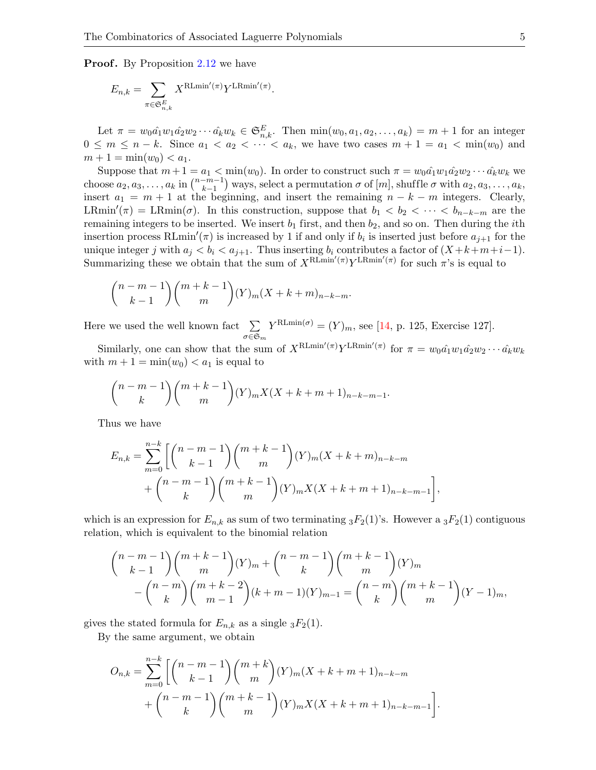**Proof.** By Proposition 2.12 we have

$$E_{n,k} = \sum_{\pi \in \mathfrak{S}_{n,k}^E} X^{\mathrm{RLmin}'(\pi)} Y^{\mathrm{LRmin}'(\pi)}.$$

Let $\pi = w_0 \hat{a_1} w_1 \hat{a_2} w_2 \cdots \hat{a_k} w_k \in \mathfrak{S}_{n,k}^E$. Then $\min(w_0, a_1, a_2, \dots, a_k) = m+1$ for an integer $0 \le m \le n-k$. Since $a_1 < a_2 < \cdots < a_k$, we have two cases $m+1 = a_1 < \min(w_0)$ and $m+1 = \min(w_0) < a_1$.

Suppose that $m+1 = a_1 < \min(w_0)$. In order to construct such $\pi = w_0 \hat{a_1} w_1 \hat{a_2} w_2 \cdots \hat{a_k} w_k$ we choose $a_2, a_3, \dots, a_k$ in $\binom{n-m-1}{k-1}$ ways, select a permutation $\sigma$ of $[m]$, shuffle $\sigma$ with $a_2, a_3, \dots, a_k$, insert $a_1 = m+1$ at the beginning, and insert the remaining $n-k-m$ integers. Clearly, $\mathrm{LRmin}'(\pi) = \mathrm{LRmin}(\sigma)$. In this construction, suppose that $b_1 < b_2 < \cdots < b_{n-k-m}$ are the remaining integers to be inserted. We insert $b_1$ first, and then $b_2$, and so on. Then during the $i$th insertion process $\mathrm{RLmin}'(\pi)$ is increased by 1 if and only if $b_i$ is inserted just before $a_{j+1}$ for the unique integer $j$ with $a_j < b_i < a_{j+1}$. Thus inserting $b_i$ contributes a factor of $(X+k+m+i-1)$. Summarizing these we obtain that the sum of $X^{\mathrm{RLmin}'(\pi)} Y^{\mathrm{LRmin}'(\pi)}$ for such $\pi$'s is equal to

$$\binom{n-m-1}{k-1}\binom{m+k-1}{m}(Y)_m (X+k+m)_{n-k-m}.$$

Here we used the well known fact $\sum_{\sigma \in \mathfrak{S}_m} Y^{\mathrm{RLmin}(\sigma)} = (Y)_m$, see [14, p. 125, Exercise 127].

Similarly, one can show that the sum of $X^{\mathrm{RLmin}'(\pi)} Y^{\mathrm{LRmin}'(\pi)}$ for $\pi = w_0 \hat{a_1} w_1 \hat{a_2} w_2 \cdots \hat{a_k} w_k$ with $m+1 = \min(w_0) < a_1$ is equal to

$$\binom{n-m-1}{k}\binom{m+k-1}{m}(Y)_m X(X+k+m+1)_{n-k-m-1}.$$

Thus we have

$$\begin{aligned} E_{n,k} = \sum_{m=0}^{n-k} \bigg[ &\binom{n-m-1}{k-1}\binom{m+k-1}{m}(Y)_m (X+k+m)_{n-k-m} \\ &+ \binom{n-m-1}{k}\binom{m+k-1}{m}(Y)_m X(X+k+m+1)_{n-k-m-1} \bigg], \end{aligned}$$

which is an expression for $E_{n,k}$ as sum of two terminating ${}_3F_2(1)$'s. However a ${}_3F_2(1)$ contiguous relation, which is equivalent to the binomial relation

$$\begin{aligned} &\binom{n-m-1}{k-1}\binom{m+k-1}{m}(Y)_m + \binom{n-m-1}{k}\binom{m+k-1}{m}(Y)_m \\ &\quad - \binom{n-m}{k}\binom{m+k-2}{m-1}(k+m-1)(Y)_{m-1} = \binom{n-m}{k}\binom{m+k-1}{m}(Y-1)_m, \end{aligned}$$

gives the stated formula for $E_{n,k}$ as a single ${}_3F_2(1)$.

By the same argument, we obtain

$$\begin{aligned} O_{n,k} = \sum_{m=0}^{n-k} \bigg[ &\binom{n-m-1}{k-1}\binom{m+k}{m}(Y)_m (X+k+m+1)_{n-k-m} \\ &+ \binom{n-m-1}{k}\binom{m+k-1}{m}(Y)_m X(X+k+m+1)_{n-k-m-1} \bigg]. \end{aligned}$$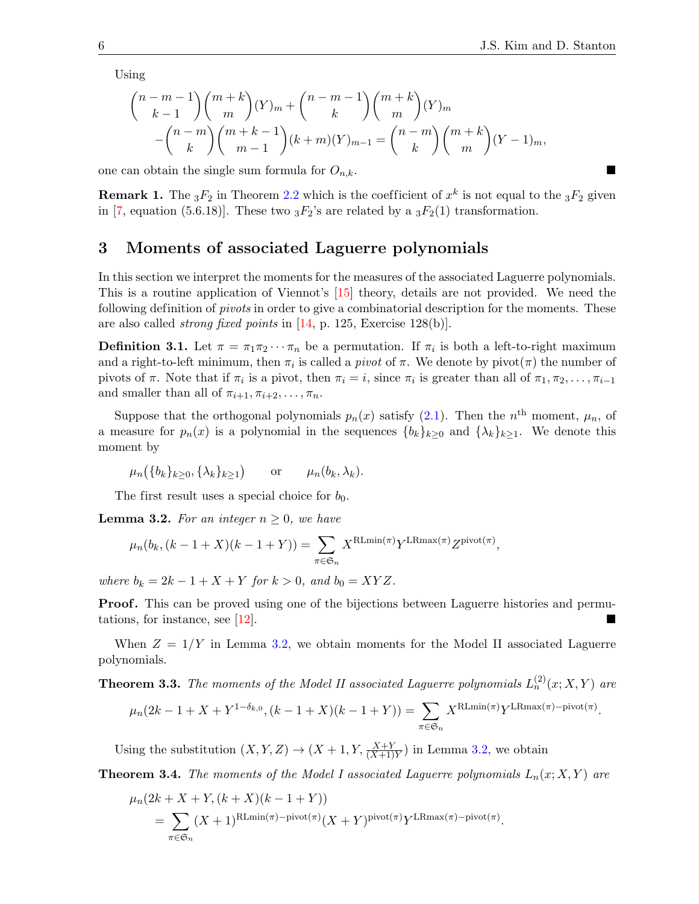Using

$$\binom{n-m-1}{k-1}\binom{m+k}{m}(Y)_m + \binom{n-m-1}{k}\binom{m+k}{m}(Y)_m$$
$$-\binom{n-m}{k}\binom{m+k-1}{m-1}(k+m)(Y)_{m-1} = \binom{n-m}{k}\binom{m+k}{m}(Y-1)_m,$$

one can obtain the single sum formula for $O_{n,k}$. ∎

**Remark 1.** The ${}_3F_2$ in Theorem 2.2 which is the coefficient of $x^k$ is not equal to the ${}_3F_2$ given in [7, equation (5.6.18)]. These two ${}_3F_2$'s are related by a ${}_3F_2(1)$ transformation.

## 3 Moments of associated Laguerre polynomials

In this section we interpret the moments for the measures of the associated Laguerre polynomials. This is a routine application of Viennot's [15] theory, details are not provided. We need the following definition of *pivots* in order to give a combinatorial description for the moments. These are also called *strong fixed points* in [14, p. 125, Exercise 128(b)].

**Definition 3.1.** Let $\pi = \pi_1\pi_2\cdots\pi_n$ be a permutation. If $\pi_i$ is both a left-to-right maximum and a right-to-left minimum, then $\pi_i$ is called a *pivot* of $\pi$. We denote by $\operatorname{pivot}(\pi)$ the number of pivots of $\pi$. Note that if $\pi_i$ is a pivot, then $\pi_i = i$, since $\pi_i$ is greater than all of $\pi_1, \pi_2, \ldots, \pi_{i-1}$ and smaller than all of $\pi_{i+1}, \pi_{i+2}, \ldots, \pi_n$.

Suppose that the orthogonal polynomials $p_n(x)$ satisfy (2.1). Then the $n^{\text{th}}$ moment, $\mu_n$, of a measure for $p_n(x)$ is a polynomial in the sequences $\{b_k\}_{k\ge 0}$ and $\{\lambda_k\}_{k\ge 1}$. We denote this moment by

$$\mu_n\big(\{b_k\}_{k\ge0}, \{\lambda_k\}_{k\ge1}\big) \qquad \text{or} \qquad \mu_n(b_k, \lambda_k).$$

The first result uses a special choice for $b_0$.

**Lemma 3.2.** *For an integer $n \ge 0$, we have*

$$\mu_n(b_k, (k-1+X)(k-1+Y)) = \sum_{\pi\in\mathfrak{S}_n} X^{\mathrm{RLmin}(\pi)} Y^{\mathrm{LRmax}(\pi)} Z^{\mathrm{pivot}(\pi)},$$

*where $b_k = 2k-1+X+Y$ for $k>0$, and $b_0 = XYZ$.*

**Proof.** This can be proved using one of the bijections between Laguerre histories and permutations, for instance, see [12]. ∎

When $Z = 1/Y$ in Lemma 3.2, we obtain moments for the Model II associated Laguerre polynomials.

**Theorem 3.3.** *The moments of the Model II associated Laguerre polynomials $L_n^{(2)}(x;X,Y)$ are*

$$\mu_n(2k-1+X+Y^{1-\delta_{k,0}}, (k-1+X)(k-1+Y)) = \sum_{\pi\in\mathfrak{S}_n} X^{\mathrm{RLmin}(\pi)} Y^{\mathrm{LRmax}(\pi)-\mathrm{pivot}(\pi)}.$$

Using the substitution $(X,Y,Z) \to (X+1, Y, \frac{X+Y}{(X+1)Y})$ in Lemma 3.2, we obtain

**Theorem 3.4.** *The moments of the Model I associated Laguerre polynomials $L_n(x;X,Y)$ are*

$$\mu_n(2k+X+Y, (k+X)(k-1+Y))$$
$$= \sum_{\pi\in\mathfrak{S}_n} (X+1)^{\mathrm{RLmin}(\pi)-\mathrm{pivot}(\pi)} (X+Y)^{\mathrm{pivot}(\pi)} Y^{\mathrm{LRmax}(\pi)-\mathrm{pivot}(\pi)}.$$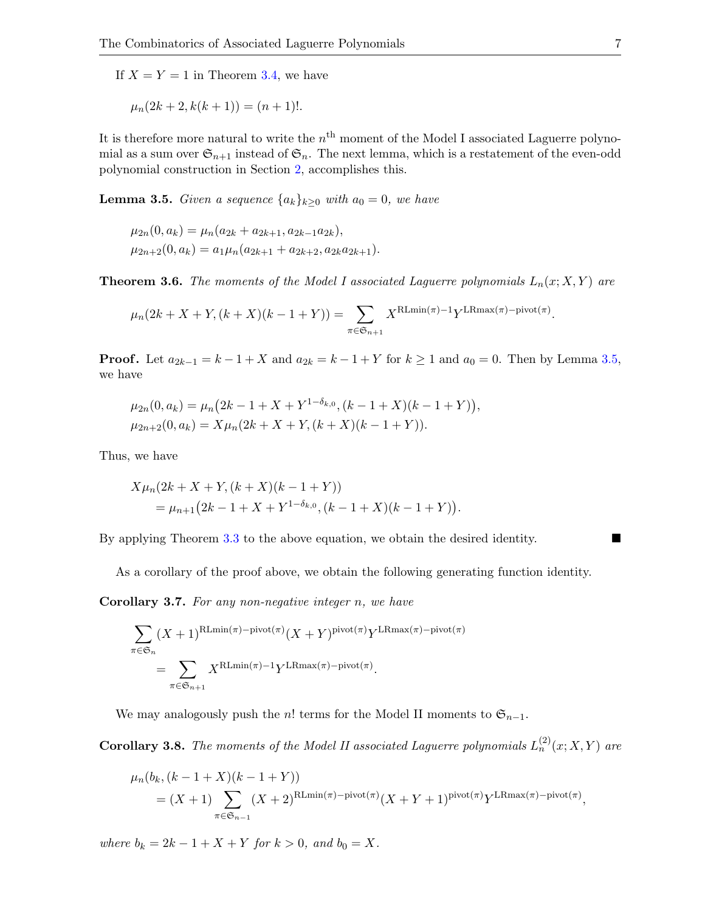If $X = Y = 1$ in Theorem 3.4, we have

$$\mu_n(2k+2, k(k+1)) = (n+1)!.$$

It is therefore more natural to write the $n^{\text{th}}$ moment of the Model I associated Laguerre polynomial as a sum over $\mathfrak{S}_{n+1}$ instead of $\mathfrak{S}_n$. The next lemma, which is a restatement of the even-odd polynomial construction in Section 2, accomplishes this.

**Lemma 3.5.** *Given a sequence $\{a_k\}_{k\geq 0}$ with $a_0 = 0$, we have*

$$\mu_{2n}(0, a_k) = \mu_n(a_{2k} + a_{2k+1}, a_{2k-1}a_{2k}),$$
$$\mu_{2n+2}(0, a_k) = a_1\mu_n(a_{2k+1} + a_{2k+2}, a_{2k}a_{2k+1}).$$

**Theorem 3.6.** *The moments of the Model I associated Laguerre polynomials $L_n(x; X, Y)$ are*

$$\mu_n(2k + X + Y, (k+X)(k-1+Y)) = \sum_{\pi\in\mathfrak{S}_{n+1}} X^{\mathrm{RLmin}(\pi)-1}Y^{\mathrm{LRmax}(\pi)-\mathrm{pivot}(\pi)}.$$

**Proof.** Let $a_{2k-1} = k-1+X$ and $a_{2k} = k-1+Y$ for $k \geq 1$ and $a_0 = 0$. Then by Lemma 3.5, we have

$$\mu_{2n}(0, a_k) = \mu_n\big(2k - 1 + X + Y^{1-\delta_{k,0}}, (k-1+X)(k-1+Y)\big),$$
$$\mu_{2n+2}(0, a_k) = X\mu_n(2k + X + Y, (k+X)(k-1+Y)).$$

Thus, we have

$$\begin{aligned}
&X\mu_n(2k + X + Y, (k+X)(k-1+Y)) \\
&\quad = \mu_{n+1}\big(2k - 1 + X + Y^{1-\delta_{k,0}}, (k-1+X)(k-1+Y)\big).
\end{aligned}$$

By applying Theorem 3.3 to the above equation, we obtain the desired identity. ■

As a corollary of the proof above, we obtain the following generating function identity.

**Corollary 3.7.** *For any non-negative integer $n$, we have*

$$\begin{aligned}
&\sum_{\pi\in\mathfrak{S}_n} (X+1)^{\mathrm{RLmin}(\pi)-\mathrm{pivot}(\pi)}(X+Y)^{\mathrm{pivot}(\pi)}Y^{\mathrm{LRmax}(\pi)-\mathrm{pivot}(\pi)} \\
&\quad = \sum_{\pi\in\mathfrak{S}_{n+1}} X^{\mathrm{RLmin}(\pi)-1}Y^{\mathrm{LRmax}(\pi)-\mathrm{pivot}(\pi)}.
\end{aligned}$$

We may analogously push the $n!$ terms for the Model II moments to $\mathfrak{S}_{n-1}$.

**Corollary 3.8.** *The moments of the Model II associated Laguerre polynomials $L_n^{(2)}(x; X, Y)$ are*

$$\begin{aligned}
&\mu_n(b_k, (k-1+X)(k-1+Y)) \\
&\quad = (X+1)\sum_{\pi\in\mathfrak{S}_{n-1}} (X+2)^{\mathrm{RLmin}(\pi)-\mathrm{pivot}(\pi)}(X+Y+1)^{\mathrm{pivot}(\pi)}Y^{\mathrm{LRmax}(\pi)-\mathrm{pivot}(\pi)},
\end{aligned}$$

*where $b_k = 2k - 1 + X + Y$ for $k > 0$, and $b_0 = X$.*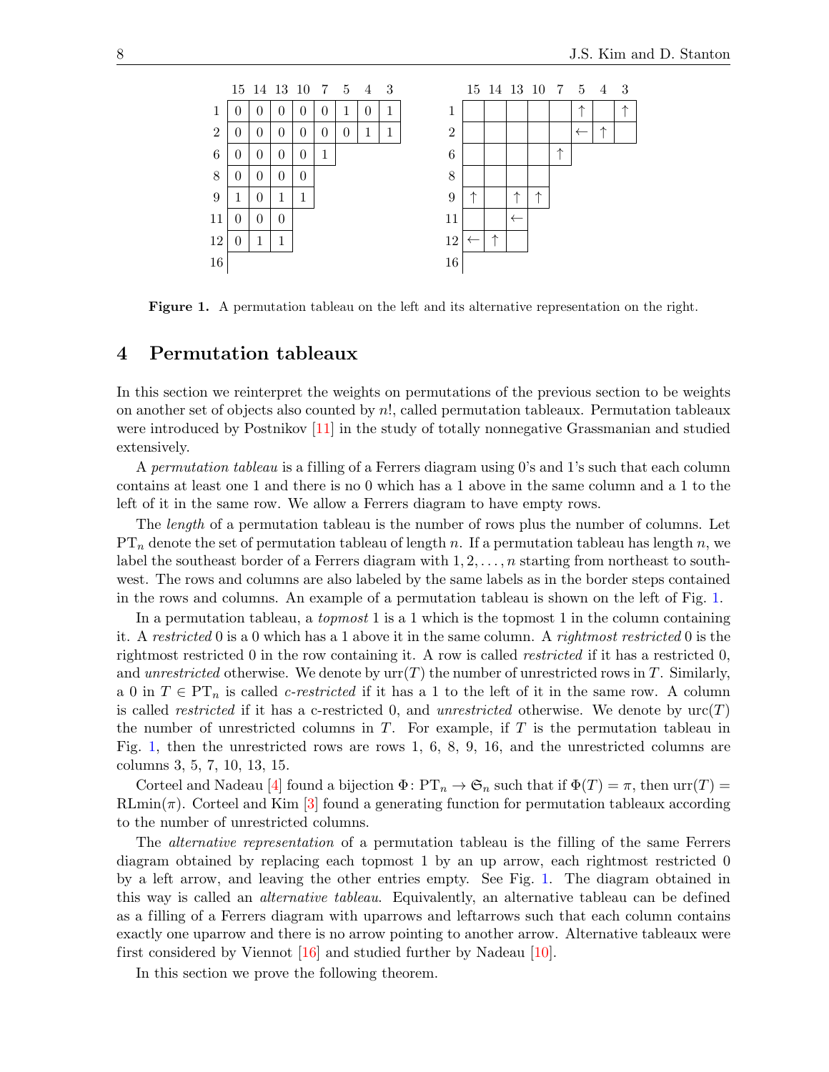|  | 15 | 14 | 13 | 10 | 7 | 5 | 4 | 3 |
|---|---|---|---|---|---|---|---|---|
| 1 | 0 | 0 | 0 | 0 | 0 | 1 | 0 | 1 |
| 2 | 0 | 0 | 0 | 0 | 0 | 0 | 1 | 1 |
| 6 | 0 | 0 | 0 | 0 | 1 |  |  |  |
| 8 | 0 | 0 | 0 | 0 |  |  |  |  |
| 9 | 1 | 0 | 1 | 1 |  |  |  |  |
| 11 | 0 | 0 | 0 |  |  |  |  |  |
| 12 | 0 | 1 | 1 |  |  |  |  |  |
| 16 |  |  |  |  |  |  |  |  |

|  | 15 | 14 | 13 | 10 | 7 | 5 | 4 | 3 |
|---|---|---|---|---|---|---|---|---|
| 1 |  |  |  |  |  | ↑ |  | ↑ |
| 2 |  |  |  |  |  | ← | ↑ |  |
| 6 |  |  |  |  | ↑ |  |  |  |
| 8 |  |  |  |  |  |  |  |  |
| 9 | ↑ |  | ↑ | ↑ |  |  |  |  |
| 11 |  |  | ← |  |  |  |  |  |
| 12 | ← | ↑ |  |  |  |  |  |  |
| 16 |  |  |  |  |  |  |  |  |

**Figure 1.** A permutation tableau on the left and its alternative representation on the right.

# 4 Permutation tableaux

In this section we reinterpret the weights on permutations of the previous section to be weights on another set of objects also counted by $n!$, called permutation tableaux. Permutation tableaux were introduced by Postnikov [11] in the study of totally nonnegative Grassmanian and studied extensively.

A *permutation tableau* is a filling of a Ferrers diagram using 0's and 1's such that each column contains at least one 1 and there is no 0 which has a 1 above in the same column and a 1 to the left of it in the same row. We allow a Ferrers diagram to have empty rows.

The *length* of a permutation tableau is the number of rows plus the number of columns. Let $\mathrm{PT}_n$ denote the set of permutation tableau of length $n$. If a permutation tableau has length $n$, we label the southeast border of a Ferrers diagram with $1, 2, \dots, n$ starting from northeast to southwest. The rows and columns are also labeled by the same labels as in the border steps contained in the rows and columns. An example of a permutation tableau is shown on the left of Fig. 1.

In a permutation tableau, a *topmost* 1 is a 1 which is the topmost 1 in the column containing it. A *restricted* 0 is a 0 which has a 1 above it in the same column. A *rightmost restricted* 0 is the rightmost restricted 0 in the row containing it. A row is called *restricted* if it has a restricted 0, and *unrestricted* otherwise. We denote by $\mathrm{urr}(T)$ the number of unrestricted rows in $T$. Similarly, a 0 in $T \in \mathrm{PT}_n$ is called *c-restricted* if it has a 1 to the left of it in the same row. A column is called *restricted* if it has a c-restricted 0, and *unrestricted* otherwise. We denote by $\mathrm{urc}(T)$ the number of unrestricted columns in $T$. For example, if $T$ is the permutation tableau in Fig. 1, then the unrestricted rows are rows 1, 6, 8, 9, 16, and the unrestricted columns are columns 3, 5, 7, 10, 13, 15.

Corteel and Nadeau [4] found a bijection $\Phi\colon \mathrm{PT}_n \to \mathfrak{S}_n$ such that if $\Phi(T) = \pi$, then $\mathrm{urr}(T) = \mathrm{RLmin}(\pi)$. Corteel and Kim [3] found a generating function for permutation tableaux according to the number of unrestricted columns.

The *alternative representation* of a permutation tableau is the filling of the same Ferrers diagram obtained by replacing each topmost 1 by an up arrow, each rightmost restricted 0 by a left arrow, and leaving the other entries empty. See Fig. 1. The diagram obtained in this way is called an *alternative tableau*. Equivalently, an alternative tableau can be defined as a filling of a Ferrers diagram with uparrows and leftarrows such that each column contains exactly one uparrow and there is no arrow pointing to another arrow. Alternative tableaux were first considered by Viennot [16] and studied further by Nadeau [10].

In this section we prove the following theorem.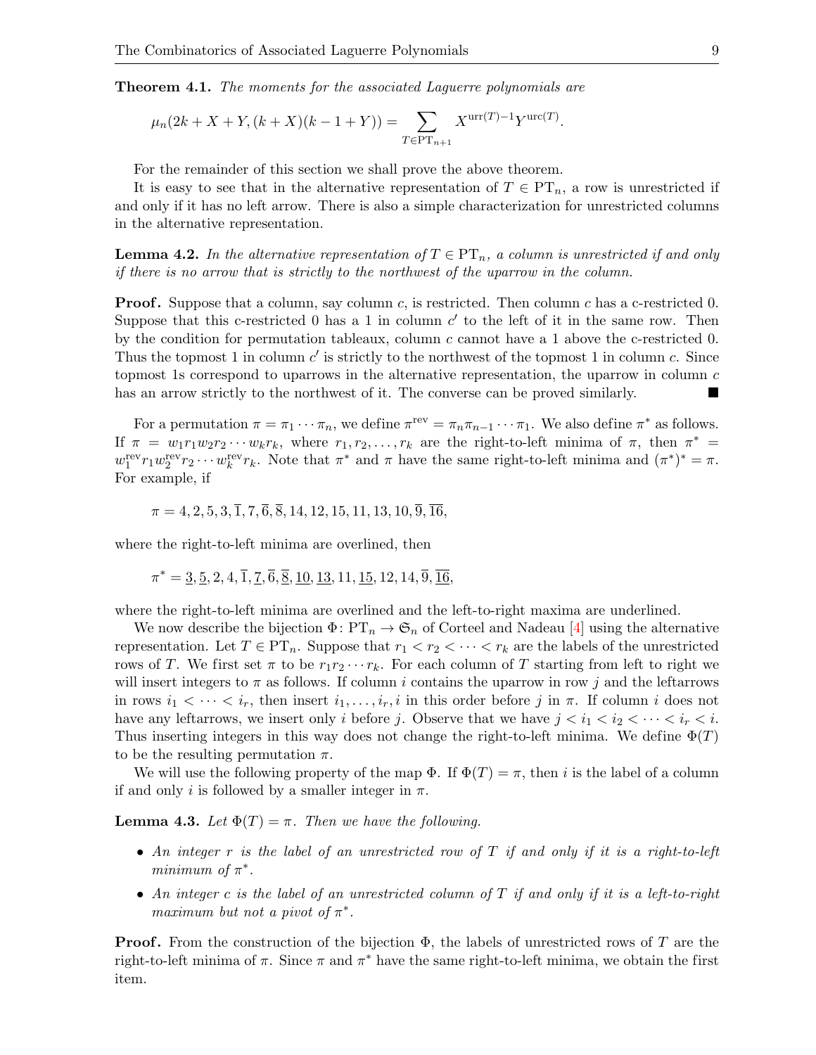**Theorem 4.1.** *The moments for the associated Laguerre polynomials are*

$$\mu_n(2k+X+Y,(k+X)(k-1+Y)) = \sum_{T\in \mathrm{PT}_{n+1}} X^{\mathrm{urr}(T)-1}Y^{\mathrm{urc}(T)}.$$

For the remainder of this section we shall prove the above theorem.

It is easy to see that in the alternative representation of $T \in \mathrm{PT}_n$, a row is unrestricted if and only if it has no left arrow. There is also a simple characterization for unrestricted columns in the alternative representation.

**Lemma 4.2.** *In the alternative representation of $T\in \mathrm{PT}_n$, a column is unrestricted if and only if there is no arrow that is strictly to the northwest of the uparrow in the column.*

**Proof.** Suppose that a column, say column $c$, is restricted. Then column $c$ has a c-restricted 0. Suppose that this c-restricted 0 has a 1 in column $c'$ to the left of it in the same row. Then by the condition for permutation tableaux, column $c$ cannot have a 1 above the c-restricted 0. Thus the topmost 1 in column $c'$ is strictly to the northwest of the topmost 1 in column $c$. Since topmost 1s correspond to uparrows in the alternative representation, the uparrow in column $c$ has an arrow strictly to the northwest of it. The converse can be proved similarly. ■

For a permutation $\pi=\pi_1\cdots\pi_n$, we define $\pi^{\mathrm{rev}}=\pi_n\pi_{n-1}\cdots\pi_1$. We also define $\pi^*$ as follows. If $\pi = w_1r_1w_2r_2\cdots w_kr_k$, where $r_1,r_2,\dots,r_k$ are the right-to-left minima of $\pi$, then $\pi^* = w_1^{\mathrm{rev}}r_1w_2^{\mathrm{rev}}r_2\cdots w_k^{\mathrm{rev}}r_k$. Note that $\pi^*$ and $\pi$ have the same right-to-left minima and $(\pi^*)^*=\pi$. For example, if

$$\pi = 4,2,5,3,\overline{1},7,\overline{6},\overline{8},14,12,15,11,13,10,\overline{9},\overline{16},$$

where the right-to-left minima are overlined, then

$$\pi^* = \underline{3},\underline{5},2,4,\overline{1},\underline{7},\overline{6},\underline{\overline{8}},\underline{10},\underline{13},11,\underline{15},12,14,\overline{9},\underline{\overline{16}},$$

where the right-to-left minima are overlined and the left-to-right maxima are underlined.

We now describe the bijection $\Phi\colon \mathrm{PT}_n\to\mathfrak{S}_n$ of Corteel and Nadeau [4] using the alternative representation. Let $T\in\mathrm{PT}_n$. Suppose that $r_1<r_2<\cdots<r_k$ are the labels of the unrestricted rows of $T$. We first set $\pi$ to be $r_1r_2\cdots r_k$. For each column of $T$ starting from left to right we will insert integers to $\pi$ as follows. If column $i$ contains the uparrow in row $j$ and the leftarrows in rows $i_1<\cdots<i_r$, then insert $i_1,\dots,i_r,i$ in this order before $j$ in $\pi$. If column $i$ does not have any leftarrows, we insert only $i$ before $j$. Observe that we have $j<i_1<i_2<\cdots<i_r<i$. Thus inserting integers in this way does not change the right-to-left minima. We define $\Phi(T)$ to be the resulting permutation $\pi$.

We will use the following property of the map $\Phi$. If $\Phi(T)=\pi$, then $i$ is the label of a column if and only $i$ is followed by a smaller integer in $\pi$.

**Lemma 4.3.** *Let $\Phi(T)=\pi$. Then we have the following.*

- *An integer $r$ is the label of an unrestricted row of $T$ if and only if it is a right-to-left minimum of $\pi^*$.*
- *An integer $c$ is the label of an unrestricted column of $T$ if and only if it is a left-to-right maximum but not a pivot of $\pi^*$.*

**Proof.** From the construction of the bijection $\Phi$, the labels of unrestricted rows of $T$ are the right-to-left minima of $\pi$. Since $\pi$ and $\pi^*$ have the same right-to-left minima, we obtain the first item.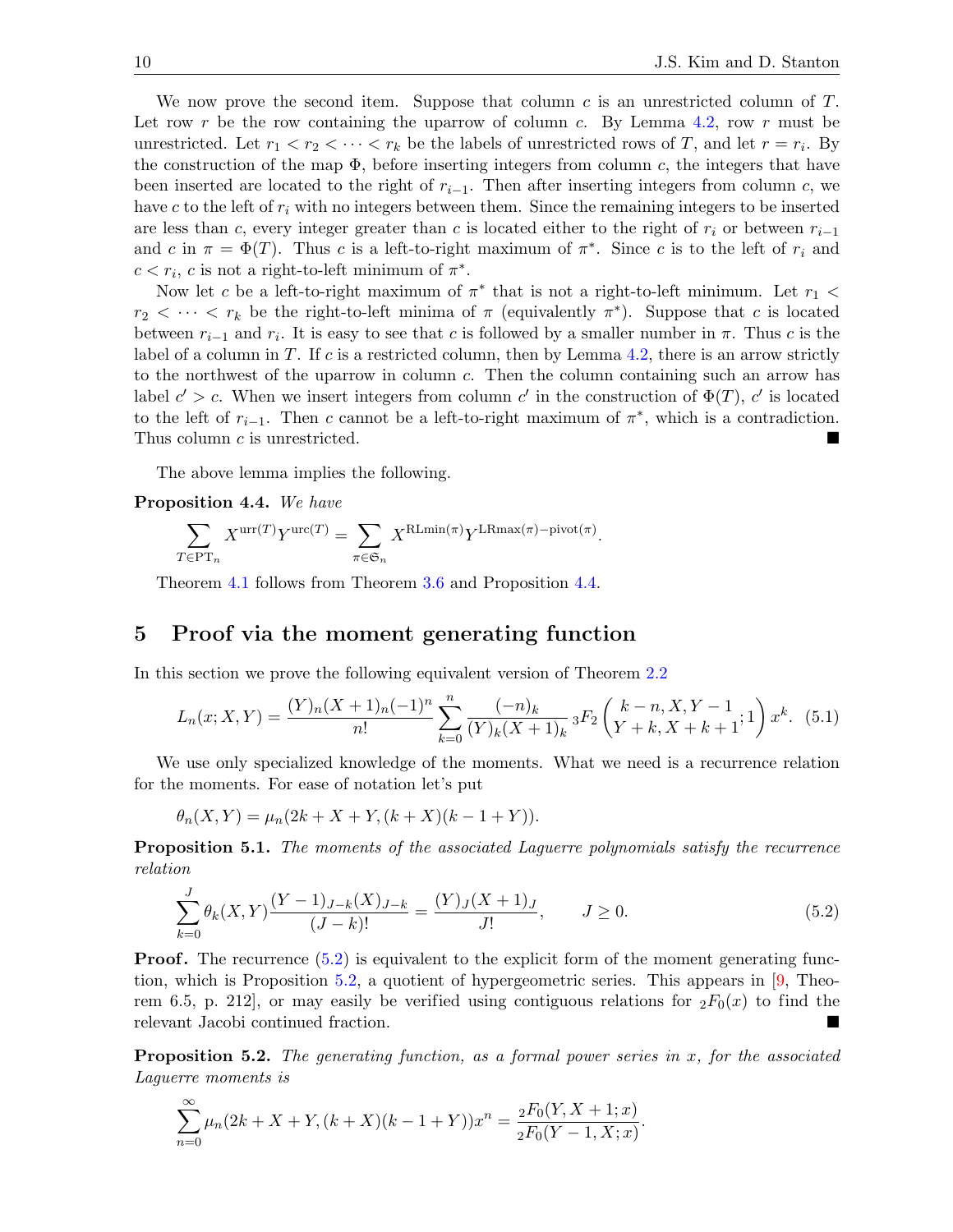We now prove the second item. Suppose that column $c$ is an unrestricted column of $T$. Let row $r$ be the row containing the uparrow of column $c$. By Lemma 4.2, row $r$ must be unrestricted. Let $r_1 < r_2 < \cdots < r_k$ be the labels of unrestricted rows of $T$, and let $r = r_i$. By the construction of the map $\Phi$, before inserting integers from column $c$, the integers that have been inserted are located to the right of $r_{i-1}$. Then after inserting integers from column $c$, we have $c$ to the left of $r_i$ with no integers between them. Since the remaining integers to be inserted are less than $c$, every integer greater than $c$ is located either to the right of $r_i$ or between $r_{i-1}$ and $c$ in $\pi = \Phi(T)$. Thus $c$ is a left-to-right maximum of $\pi^*$. Since $c$ is to the left of $r_i$ and $c < r_i$, $c$ is not a right-to-left minimum of $\pi^*$.

Now let $c$ be a left-to-right maximum of $\pi^*$ that is not a right-to-left minimum. Let $r_1 < r_2 < \cdots < r_k$ be the right-to-left minima of $\pi$ (equivalently $\pi^*$). Suppose that $c$ is located between $r_{i-1}$ and $r_i$. It is easy to see that $c$ is followed by a smaller number in $\pi$. Thus $c$ is the label of a column in $T$. If $c$ is a restricted column, then by Lemma 4.2, there is an arrow strictly to the northwest of the uparrow in column $c$. Then the column containing such an arrow has label $c' > c$. When we insert integers from column $c'$ in the construction of $\Phi(T)$, $c'$ is located to the left of $r_{i-1}$. Then $c$ cannot be a left-to-right maximum of $\pi^*$, which is a contradiction. Thus column $c$ is unrestricted. ■

The above lemma implies the following.

**Proposition 4.4.** *We have*

$$\sum_{T \in \mathrm{PT}_n} X^{\mathrm{urr}(T)} Y^{\mathrm{urc}(T)} = \sum_{\pi \in \mathfrak{S}_n} X^{\mathrm{RLmin}(\pi)} Y^{\mathrm{LRmax}(\pi) - \mathrm{pivot}(\pi)}.$$

Theorem 4.1 follows from Theorem 3.6 and Proposition 4.4.

## 5 Proof via the moment generating function

In this section we prove the following equivalent version of Theorem 2.2

$$L_n(x; X, Y) = \frac{(Y)_n (X+1)_n (-1)^n}{n!} \sum_{k=0}^{n} \frac{(-n)_k}{(Y)_k (X+1)_k} \, {}_3F_2\left( \begin{matrix} k-n, X, Y-1 \\ Y+k, X+k+1 \end{matrix}; 1 \right) x^k. \quad (5.1)$$

We use only specialized knowledge of the moments. What we need is a recurrence relation for the moments. For ease of notation let's put

$$\theta_n(X, Y) = \mu_n(2k + X + Y, (k+X)(k-1+Y)).$$

**Proposition 5.1.** *The moments of the associated Laguerre polynomials satisfy the recurrence relation*

$$\sum_{k=0}^{J} \theta_k(X, Y) \frac{(Y-1)_{J-k} (X)_{J-k}}{(J-k)!} = \frac{(Y)_J (X+1)_J}{J!}, \qquad J \geq 0. \quad (5.2)$$

**Proof.** The recurrence (5.2) is equivalent to the explicit form of the moment generating function, which is Proposition 5.2, a quotient of hypergeometric series. This appears in [9, Theorem 6.5, p. 212], or may easily be verified using contiguous relations for ${}_2F_0(x)$ to find the relevant Jacobi continued fraction. ■

**Proposition 5.2.** *The generating function, as a formal power series in $x$, for the associated Laguerre moments is*

$$\sum_{n=0}^{\infty} \mu_n(2k + X + Y, (k+X)(k-1+Y)) x^n = \frac{{}_2F_0(Y, X+1; x)}{{}_2F_0(Y-1, X; x)}.$$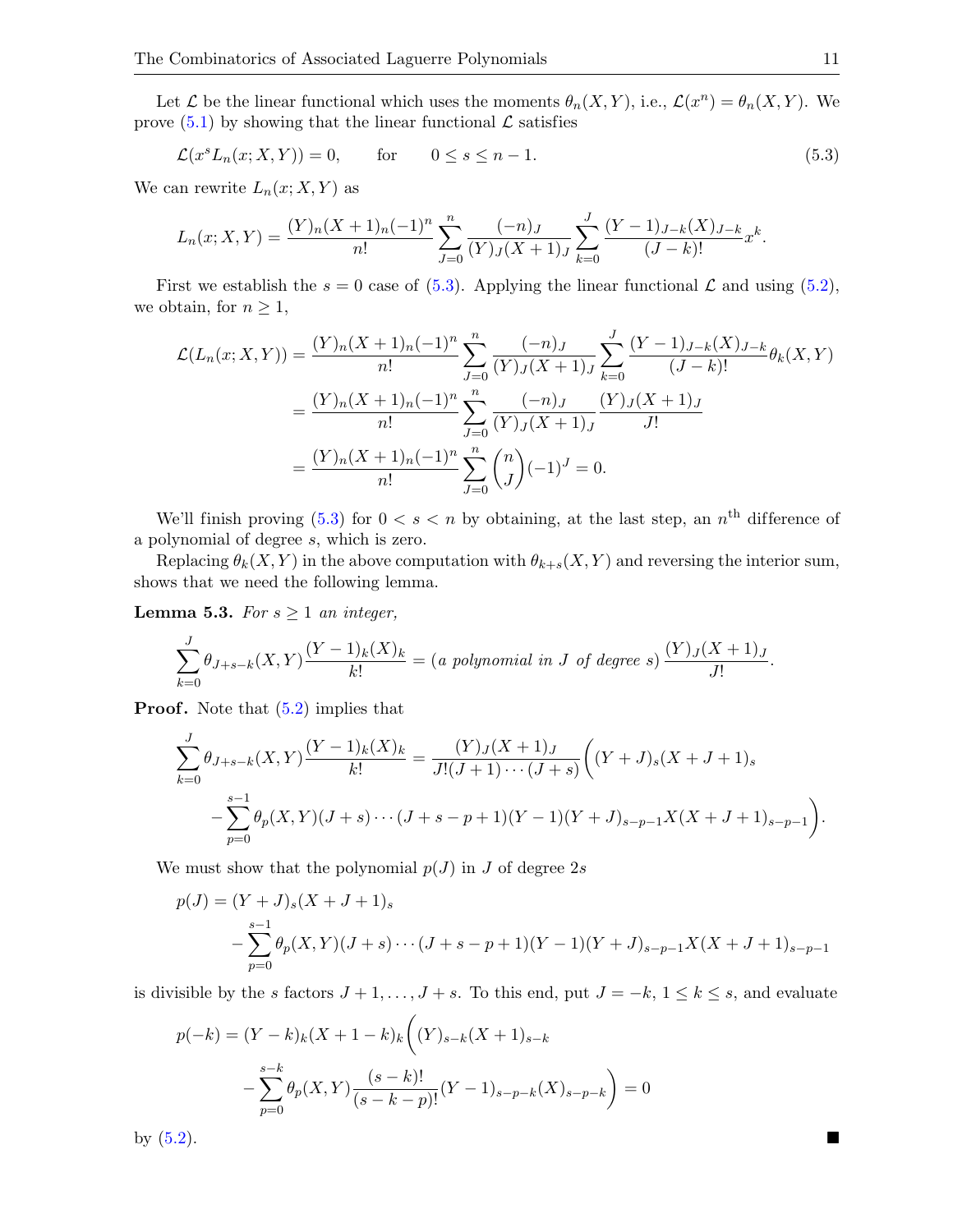Let $\mathcal{L}$ be the linear functional which uses the moments $\theta_n(X,Y)$, i.e., $\mathcal{L}(x^n) = \theta_n(X,Y)$. We prove (5.1) by showing that the linear functional $\mathcal{L}$ satisfies

$$\mathcal{L}(x^s L_n(x;X,Y)) = 0, \qquad \text{for} \qquad 0 \le s \le n-1. \tag{5.3}$$

We can rewrite $L_n(x;X,Y)$ as

$$L_n(x;X,Y) = \frac{(Y)_n(X+1)_n(-1)^n}{n!} \sum_{J=0}^{n} \frac{(-n)_J}{(Y)_J(X+1)_J} \sum_{k=0}^{J} \frac{(Y-1)_{J-k}(X)_{J-k}}{(J-k)!} x^k.$$

First we establish the $s=0$ case of (5.3). Applying the linear functional $\mathcal{L}$ and using (5.2), we obtain, for $n \ge 1$,

$$\begin{aligned}
\mathcal{L}(L_n(x;X,Y)) &= \frac{(Y)_n(X+1)_n(-1)^n}{n!} \sum_{J=0}^{n} \frac{(-n)_J}{(Y)_J(X+1)_J} \sum_{k=0}^{J} \frac{(Y-1)_{J-k}(X)_{J-k}}{(J-k)!} \theta_k(X,Y) \\
&= \frac{(Y)_n(X+1)_n(-1)^n}{n!} \sum_{J=0}^{n} \frac{(-n)_J}{(Y)_J(X+1)_J} \frac{(Y)_J(X+1)_J}{J!} \\
&= \frac{(Y)_n(X+1)_n(-1)^n}{n!} \sum_{J=0}^{n} \binom{n}{J} (-1)^J = 0.
\end{aligned}$$

We'll finish proving (5.3) for $0 < s < n$ by obtaining, at the last step, an $n^{\text{th}}$ difference of a polynomial of degree $s$, which is zero.

Replacing $\theta_k(X,Y)$ in the above computation with $\theta_{k+s}(X,Y)$ and reversing the interior sum, shows that we need the following lemma.

**Lemma 5.3.** *For $s \ge 1$ an integer,*

$$\sum_{k=0}^{J} \theta_{J+s-k}(X,Y) \frac{(Y-1)_k(X)_k}{k!} = (\text{a polynomial in } J \text{ of degree } s) \frac{(Y)_J(X+1)_J}{J!}.$$

**Proof.** Note that (5.2) implies that

$$\begin{aligned}
\sum_{k=0}^{J} \theta_{J+s-k}(X,Y) \frac{(Y-1)_k(X)_k}{k!} &= \frac{(Y)_J(X+1)_J}{J!(J+1)\cdots(J+s)} \Bigg( (Y+J)_s(X+J+1)_s \\
&\quad - \sum_{p=0}^{s-1} \theta_p(X,Y)(J+s)\cdots(J+s-p+1)(Y-1)(Y+J)_{s-p-1} X (X+J+1)_{s-p-1} \Bigg).
\end{aligned}$$

We must show that the polynomial $p(J)$ in $J$ of degree $2s$

$$\begin{aligned}
p(J) &= (Y+J)_s(X+J+1)_s \\
&\quad - \sum_{p=0}^{s-1} \theta_p(X,Y)(J+s)\cdots(J+s-p+1)(Y-1)(Y+J)_{s-p-1} X (X+J+1)_{s-p-1}
\end{aligned}$$

is divisible by the $s$ factors $J+1, \ldots, J+s$. To this end, put $J=-k$, $1 \le k \le s$, and evaluate

$$\begin{aligned}
p(-k) &= (Y-k)_k(X+1-k)_k \Bigg( (Y)_{s-k}(X+1)_{s-k} \\
&\quad - \sum_{p=0}^{s-k} \theta_p(X,Y) \frac{(s-k)!}{(s-k-p)!} (Y-1)_{s-p-k}(X)_{s-p-k} \Bigg) = 0
\end{aligned}$$

by (5.2). ■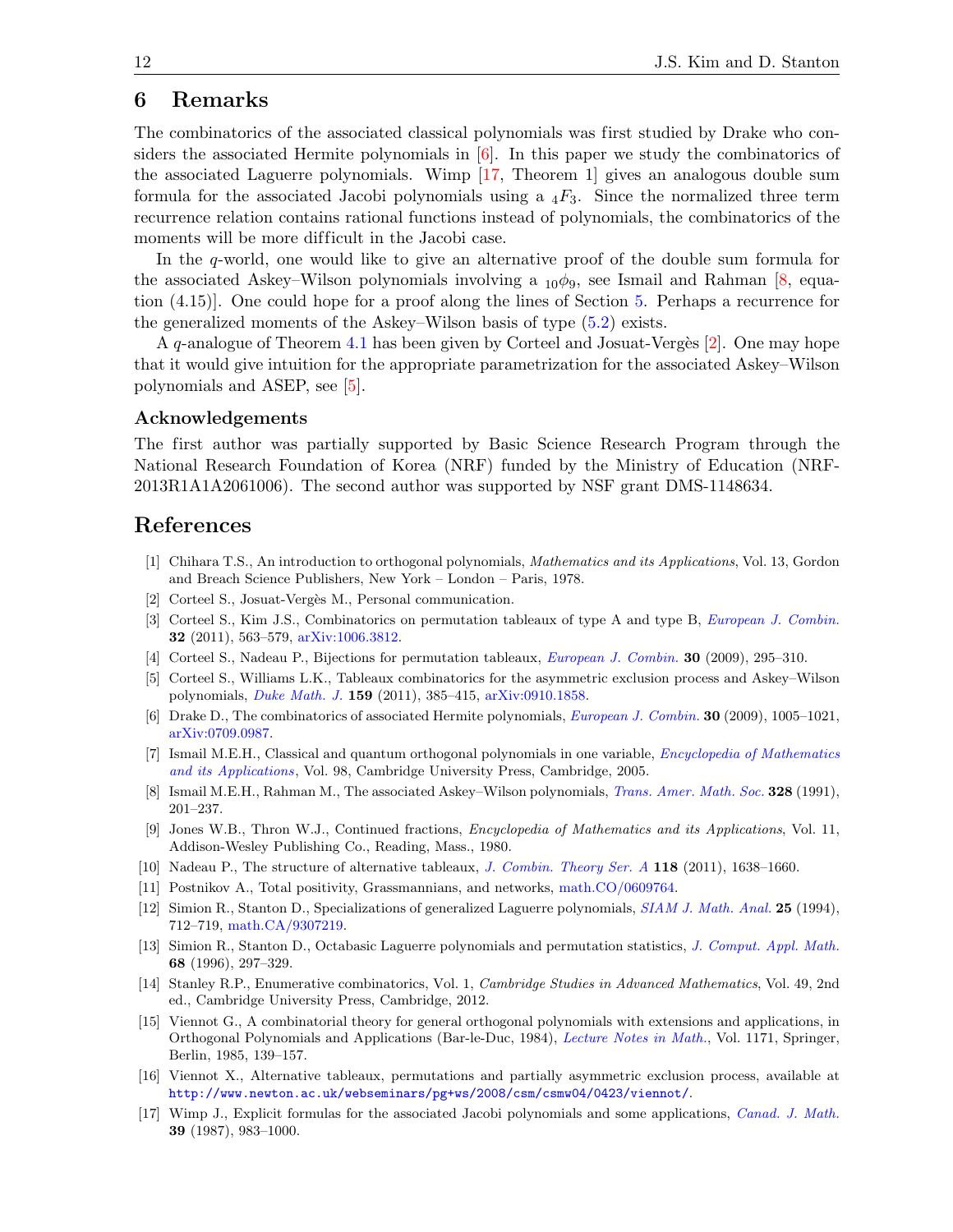## 6 Remarks

The combinatorics of the associated classical polynomials was first studied by Drake who considers the associated Hermite polynomials in [6]. In this paper we study the combinatorics of the associated Laguerre polynomials. Wimp [17, Theorem 1] gives an analogous double sum formula for the associated Jacobi polynomials using a ${}_4F_3$. Since the normalized three term recurrence relation contains rational functions instead of polynomials, the combinatorics of the moments will be more difficult in the Jacobi case.

In the $q$-world, one would like to give an alternative proof of the double sum formula for the associated Askey–Wilson polynomials involving a ${}_{10}\phi_9$, see Ismail and Rahman [8, equation (4.15)]. One could hope for a proof along the lines of Section 5. Perhaps a recurrence for the generalized moments of the Askey–Wilson basis of type (5.2) exists.

A $q$-analogue of Theorem 4.1 has been given by Corteel and Josuat-Vergès [2]. One may hope that it would give intuition for the appropriate parametrization for the associated Askey–Wilson polynomials and ASEP, see [5].

### Acknowledgements

The first author was partially supported by Basic Science Research Program through the National Research Foundation of Korea (NRF) funded by the Ministry of Education (NRF-2013R1A1A2061006). The second author was supported by NSF grant DMS-1148634.

## References

[1] Chihara T.S., An introduction to orthogonal polynomials, *Mathematics and its Applications*, Vol. 13, Gordon and Breach Science Publishers, New York – London – Paris, 1978.

[2] Corteel S., Josuat-Vergès M., Personal communication.

[3] Corteel S., Kim J.S., Combinatorics on permutation tableaux of type A and type B, *European J. Combin.* **32** (2011), 563–579, arXiv:1006.3812.

[4] Corteel S., Nadeau P., Bijections for permutation tableaux, *European J. Combin.* **30** (2009), 295–310.

[5] Corteel S., Williams L.K., Tableaux combinatorics for the asymmetric exclusion process and Askey–Wilson polynomials, *Duke Math. J.* **159** (2011), 385–415, arXiv:0910.1858.

[6] Drake D., The combinatorics of associated Hermite polynomials, *European J. Combin.* **30** (2009), 1005–1021, arXiv:0709.0987.

[7] Ismail M.E.H., Classical and quantum orthogonal polynomials in one variable, *Encyclopedia of Mathematics and its Applications*, Vol. 98, Cambridge University Press, Cambridge, 2005.

[8] Ismail M.E.H., Rahman M., The associated Askey–Wilson polynomials, *Trans. Amer. Math. Soc.* **328** (1991), 201–237.

[9] Jones W.B., Thron W.J., Continued fractions, *Encyclopedia of Mathematics and its Applications*, Vol. 11, Addison-Wesley Publishing Co., Reading, Mass., 1980.

[10] Nadeau P., The structure of alternative tableaux, *J. Combin. Theory Ser. A* **118** (2011), 1638–1660.

[11] Postnikov A., Total positivity, Grassmannians, and networks, math.CO/0609764.

[12] Simion R., Stanton D., Specializations of generalized Laguerre polynomials, *SIAM J. Math. Anal.* **25** (1994), 712–719, math.CA/9307219.

[13] Simion R., Stanton D., Octabasic Laguerre polynomials and permutation statistics, *J. Comput. Appl. Math.* **68** (1996), 297–329.

[14] Stanley R.P., Enumerative combinatorics, Vol. 1, *Cambridge Studies in Advanced Mathematics*, Vol. 49, 2nd ed., Cambridge University Press, Cambridge, 2012.

[15] Viennot G., A combinatorial theory for general orthogonal polynomials with extensions and applications, in Orthogonal Polynomials and Applications (Bar-le-Duc, 1984), *Lecture Notes in Math.*, Vol. 1171, Springer, Berlin, 1985, 139–157.

[16] Viennot X., Alternative tableaux, permutations and partially asymmetric exclusion process, available at http://www.newton.ac.uk/webseminars/pg+ws/2008/csm/csmw04/0423/viennot/.

[17] Wimp J., Explicit formulas for the associated Jacobi polynomials and some applications, *Canad. J. Math.* **39** (1987), 983–1000.